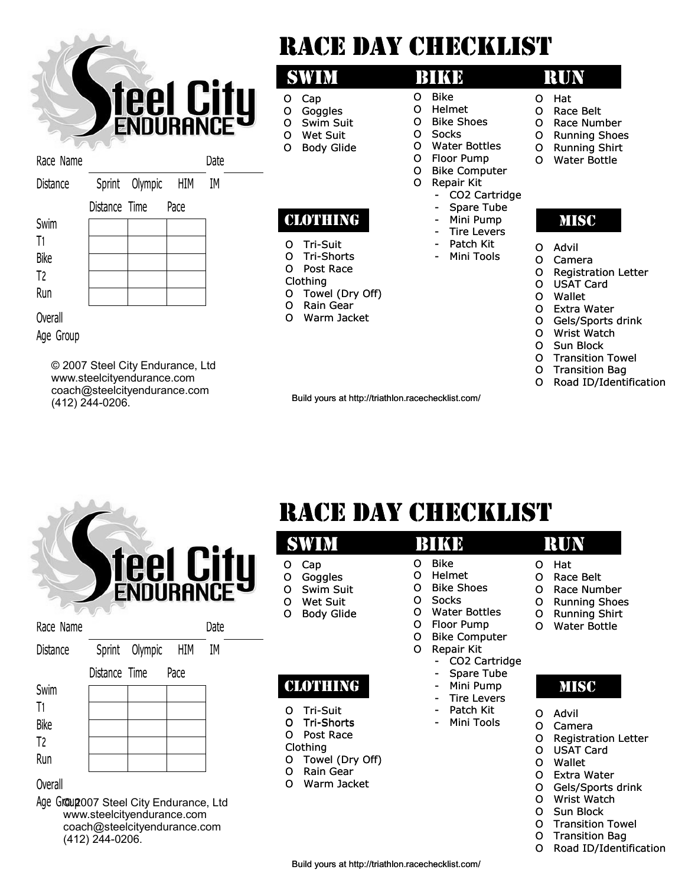Steel City ENDURANCE

Race Name ______________________ Date ________

Distance Sprint Olympic HIM IM

| | Distance | Time | Pace |
|---|---|---|---|
| Swim | | | |
| T1 | | | |
| Bike | | | |
| T2 | | | |
| Run | | | |

Overall

Age Group

© 2007 Steel City Endurance, Ltd
www.steelcityendurance.com
coach@steelcityendurance.com
(412) 244-0206.

# RACE DAY CHECKLIST

## SWIM

- O Cap
- O Goggles
- O Swim Suit
- O Wet Suit
- O Body Glide

## CLOTHING

- O Tri-Suit
- O Tri-Shorts
- O Post Race Clothing
- O Towel (Dry Off)
- O Rain Gear
- O Warm Jacket

## BIKE

- O Bike
- O Helmet
- O Bike Shoes
- O Socks
- O Water Bottles
- O Floor Pump
- O Bike Computer
- O Repair Kit
  - CO2 Cartridge
  - Spare Tube
  - Mini Pump
  - Tire Levers
  - Patch Kit
  - Mini Tools

## RUN

- O Hat
- O Race Belt
- O Race Number
- O Running Shoes
- O Running Shirt
- O Water Bottle

## MISC

- O Advil
- O Camera
- O Registration Letter
- O USAT Card
- O Wallet
- O Extra Water
- O Gels/Sports drink
- O Wrist Watch
- O Sun Block
- O Transition Towel
- O Transition Bag
- O Road ID/Identification

Build yours at http://triathlon.racechecklist.com/

---

Steel City ENDURANCE

Race Name ______________________ Date ________

Distance Sprint Olympic HIM IM

| | Distance | Time | Pace |
|---|---|---|---|
| Swim | | | |
| T1 | | | |
| Bike | | | |
| T2 | | | |
| Run | | | |

Overall

Age Group

© 2007 Steel City Endurance, Ltd
www.steelcityendurance.com
coach@steelcityendurance.com
(412) 244-0206.

# RACE DAY CHECKLIST

## SWIM

- O Cap
- O Goggles
- O Swim Suit
- O Wet Suit
- O Body Glide

## CLOTHING

- O Tri-Suit
- O Tri-Shorts
- O Post Race Clothing
- O Towel (Dry Off)
- O Rain Gear
- O Warm Jacket

## BIKE

- O Bike
- O Helmet
- O Bike Shoes
- O Socks
- O Water Bottles
- O Floor Pump
- O Bike Computer
- O Repair Kit
  - CO2 Cartridge
  - Spare Tube
  - Mini Pump
  - Tire Levers
  - Patch Kit
  - Mini Tools

## RUN

- O Hat
- O Race Belt
- O Race Number
- O Running Shoes
- O Running Shirt
- O Water Bottle

## MISC

- O Advil
- O Camera
- O Registration Letter
- O USAT Card
- O Wallet
- O Extra Water
- O Gels/Sports drink
- O Wrist Watch
- O Sun Block
- O Transition Towel
- O Transition Bag
- O Road ID/Identification

Build yours at http://triathlon.racechecklist.com/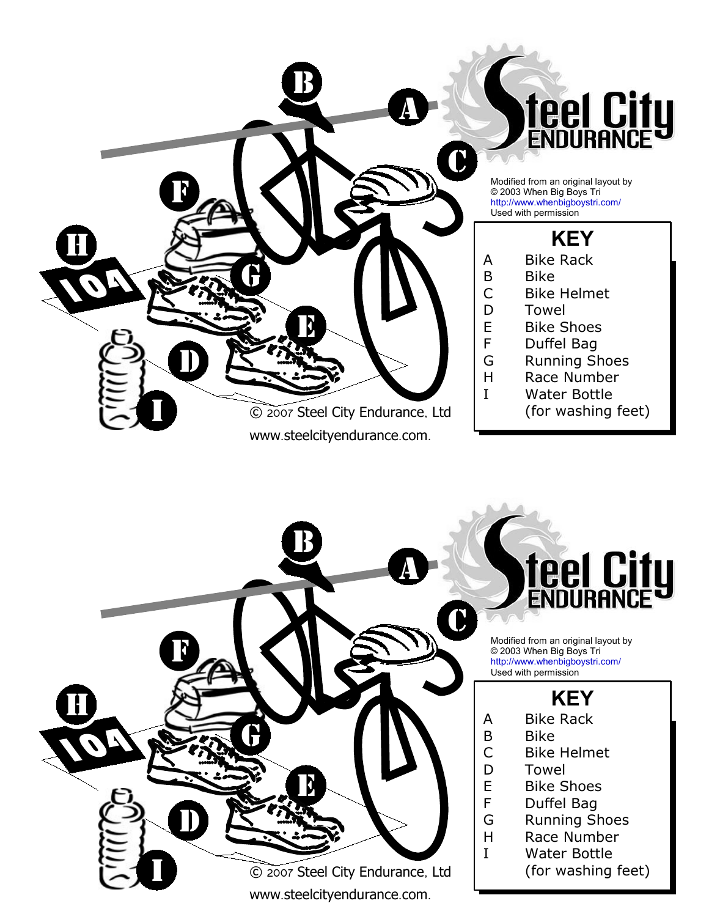Steel City ENDURANCE

Modified from an original layout by
© 2003 When Big Boys Tri
http://www.whenbigboystri.com/
Used with permission

| KEY | |
|---|---|
| A | Bike Rack |
| B | Bike |
| C | Bike Helmet |
| D | Towel |
| E | Bike Shoes |
| F | Duffel Bag |
| G | Running Shoes |
| H | Race Number |
| I | Water Bottle (for washing feet) |

104

© 2007 Steel City Endurance, Ltd
www.steelcityendurance.com.

Steel City ENDURANCE

Modified from an original layout by
© 2003 When Big Boys Tri
http://www.whenbigboystri.com/
Used with permission

| KEY | |
|---|---|
| A | Bike Rack |
| B | Bike |
| C | Bike Helmet |
| D | Towel |
| E | Bike Shoes |
| F | Duffel Bag |
| G | Running Shoes |
| H | Race Number |
| I | Water Bottle (for washing feet) |

104

© 2007 Steel City Endurance, Ltd
www.steelcityendurance.com.